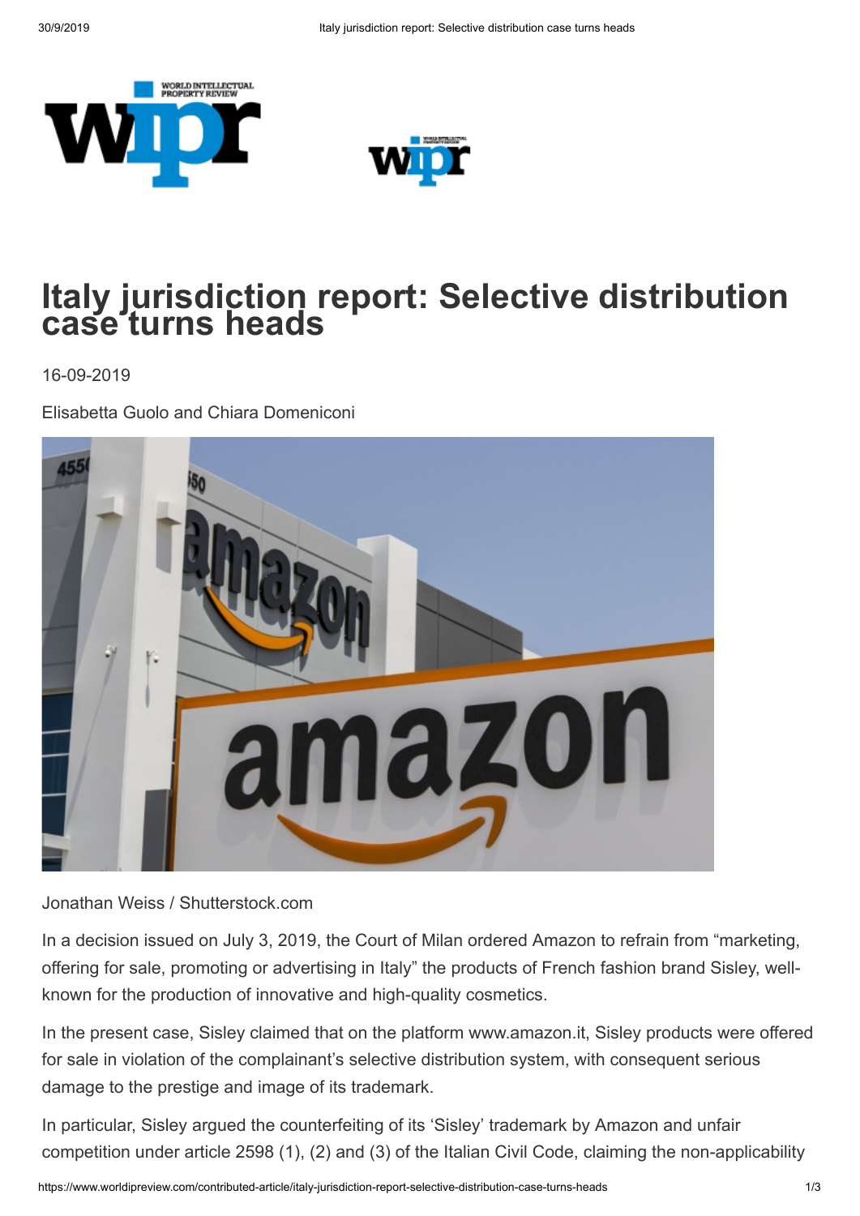# Italy jurisdiction report: Selective distribution case turns heads

16-09-2019

Elisabetta Guolo and Chiara Domeniconi

Jonathan Weiss / Shutterstock.com

In a decision issued on July 3, 2019, the Court of Milan ordered Amazon to refrain from "marketing, offering for sale, promoting or advertising in Italy" the products of French fashion brand Sisley, well-known for the production of innovative and high-quality cosmetics.

In the present case, Sisley claimed that on the platform www.amazon.it, Sisley products were offered for sale in violation of the complainant's selective distribution system, with consequent serious damage to the prestige and image of its trademark.

In particular, Sisley argued the counterfeiting of its 'Sisley' trademark by Amazon and unfair competition under article 2598 (1), (2) and (3) of the Italian Civil Code, claiming the non-applicability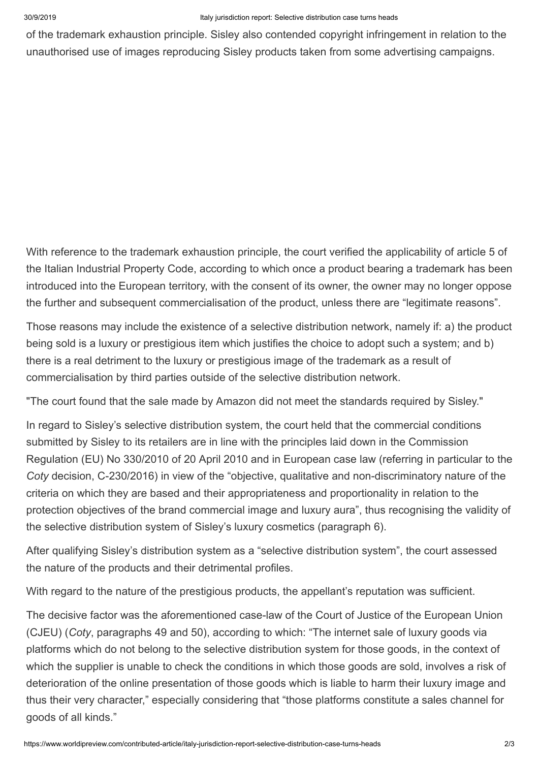of the trademark exhaustion principle. Sisley also contended copyright infringement in relation to the unauthorised use of images reproducing Sisley products taken from some advertising campaigns.

With reference to the trademark exhaustion principle, the court verified the applicability of article 5 of the Italian Industrial Property Code, according to which once a product bearing a trademark has been introduced into the European territory, with the consent of its owner, the owner may no longer oppose the further and subsequent commercialisation of the product, unless there are "legitimate reasons".

Those reasons may include the existence of a selective distribution network, namely if: a) the product being sold is a luxury or prestigious item which justifies the choice to adopt such a system; and b) there is a real detriment to the luxury or prestigious image of the trademark as a result of commercialisation by third parties outside of the selective distribution network.

"The court found that the sale made by Amazon did not meet the standards required by Sisley."

In regard to Sisley's selective distribution system, the court held that the commercial conditions submitted by Sisley to its retailers are in line with the principles laid down in the Commission Regulation (EU) No 330/2010 of 20 April 2010 and in European case law (referring in particular to the *Coty* decision, C-230/2016) in view of the "objective, qualitative and non-discriminatory nature of the criteria on which they are based and their appropriateness and proportionality in relation to the protection objectives of the brand commercial image and luxury aura", thus recognising the validity of the selective distribution system of Sisley's luxury cosmetics (paragraph 6).

After qualifying Sisley's distribution system as a "selective distribution system", the court assessed the nature of the products and their detrimental profiles.

With regard to the nature of the prestigious products, the appellant's reputation was sufficient.

The decisive factor was the aforementioned case-law of the Court of Justice of the European Union (CJEU) (*Coty*, paragraphs 49 and 50), according to which: "The internet sale of luxury goods via platforms which do not belong to the selective distribution system for those goods, in the context of which the supplier is unable to check the conditions in which those goods are sold, involves a risk of deterioration of the online presentation of those goods which is liable to harm their luxury image and thus their very character," especially considering that "those platforms constitute a sales channel for goods of all kinds."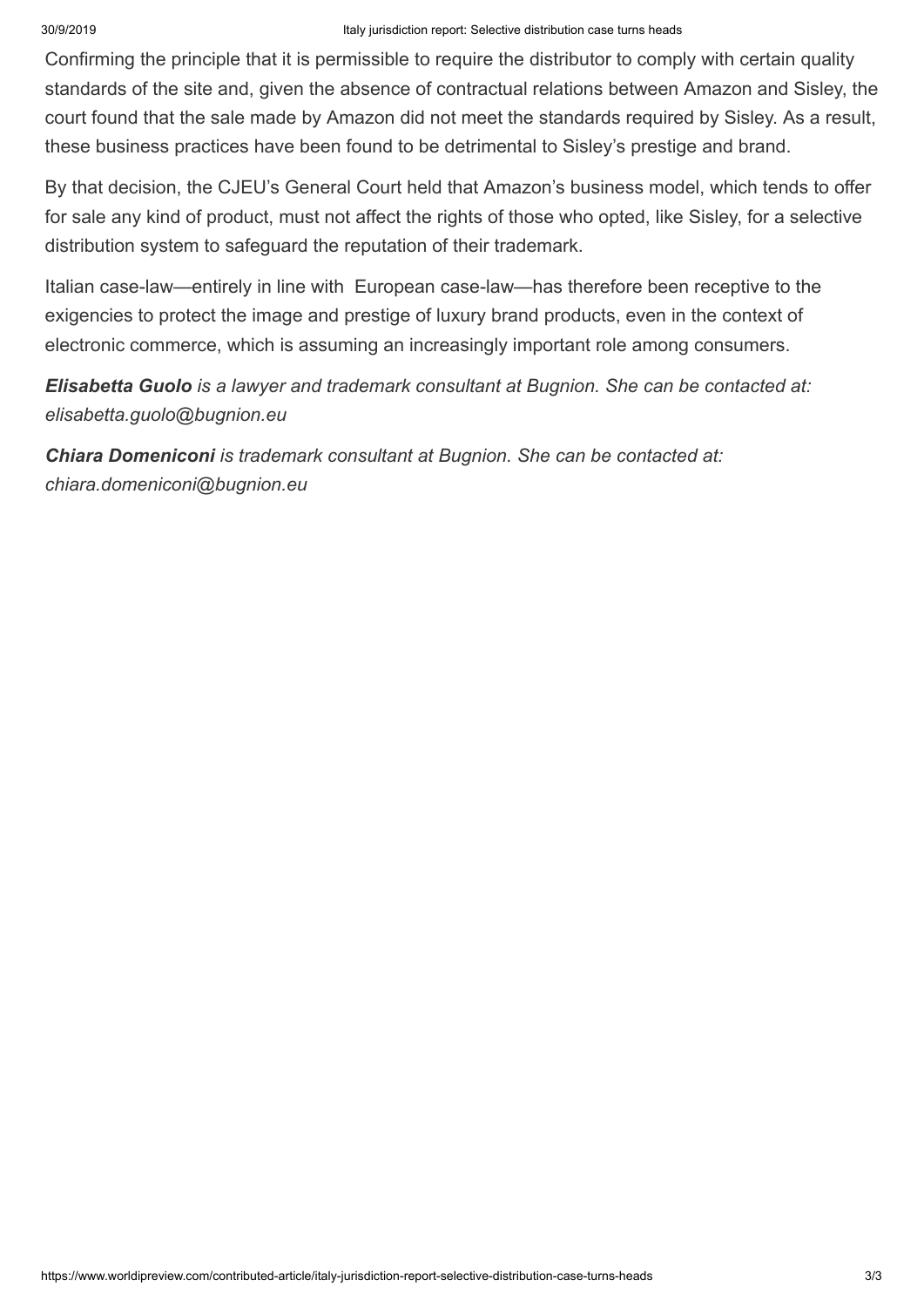Confirming the principle that it is permissible to require the distributor to comply with certain quality standards of the site and, given the absence of contractual relations between Amazon and Sisley, the court found that the sale made by Amazon did not meet the standards required by Sisley. As a result, these business practices have been found to be detrimental to Sisley's prestige and brand.

By that decision, the CJEU's General Court held that Amazon's business model, which tends to offer for sale any kind of product, must not affect the rights of those who opted, like Sisley, for a selective distribution system to safeguard the reputation of their trademark.

Italian case-law—entirely in line with European case-law—has therefore been receptive to the exigencies to protect the image and prestige of luxury brand products, even in the context of electronic commerce, which is assuming an increasingly important role among consumers.

***Elisabetta Guolo** is a lawyer and trademark consultant at Bugnion. She can be contacted at: elisabetta.guolo@bugnion.eu*

***Chiara Domeniconi** is trademark consultant at Bugnion. She can be contacted at: chiara.domeniconi@bugnion.eu*